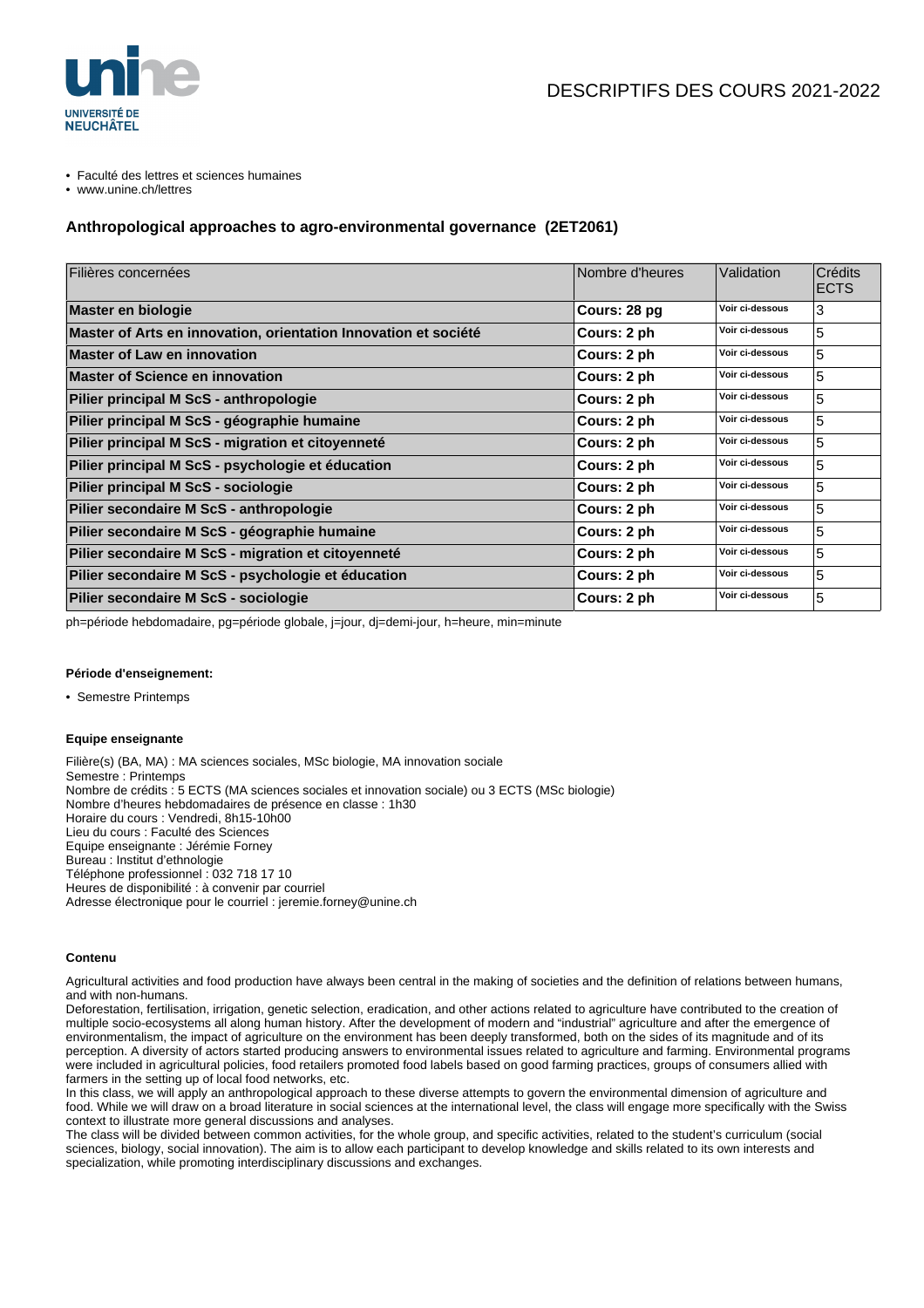DESCRIPTIFS DES COURS 2021-2022

- Faculté des lettres et sciences humaines
- www.unine.ch/lettres

## Anthropological approaches to agro-environmental governance (2ET2061)

| Filières concernées | Nombre d'heures | Validation | Crédits ECTS |
|---|---|---|---|
| **Master en biologie** | **Cours: 28 pg** | **Voir ci-dessous** | 3 |
| **Master of Arts en innovation, orientation Innovation et société** | **Cours: 2 ph** | **Voir ci-dessous** | 5 |
| **Master of Law en innovation** | **Cours: 2 ph** | **Voir ci-dessous** | 5 |
| **Master of Science en innovation** | **Cours: 2 ph** | **Voir ci-dessous** | 5 |
| **Pilier principal M ScS - anthropologie** | **Cours: 2 ph** | **Voir ci-dessous** | 5 |
| **Pilier principal M ScS - géographie humaine** | **Cours: 2 ph** | **Voir ci-dessous** | 5 |
| **Pilier principal M ScS - migration et citoyenneté** | **Cours: 2 ph** | **Voir ci-dessous** | 5 |
| **Pilier principal M ScS - psychologie et éducation** | **Cours: 2 ph** | **Voir ci-dessous** | 5 |
| **Pilier principal M ScS - sociologie** | **Cours: 2 ph** | **Voir ci-dessous** | 5 |
| **Pilier secondaire M ScS - anthropologie** | **Cours: 2 ph** | **Voir ci-dessous** | 5 |
| **Pilier secondaire M ScS - géographie humaine** | **Cours: 2 ph** | **Voir ci-dessous** | 5 |
| **Pilier secondaire M ScS - migration et citoyenneté** | **Cours: 2 ph** | **Voir ci-dessous** | 5 |
| **Pilier secondaire M ScS - psychologie et éducation** | **Cours: 2 ph** | **Voir ci-dessous** | 5 |
| **Pilier secondaire M ScS - sociologie** | **Cours: 2 ph** | **Voir ci-dessous** | 5 |

ph=période hebdomadaire, pg=période globale, j=jour, dj=demi-jour, h=heure, min=minute

#### Période d'enseignement:

- Semestre Printemps

#### Equipe enseignante

Filière(s) (BA, MA) : MA sciences sociales, MSc biologie, MA innovation sociale
Semestre : Printemps
Nombre de crédits : 5 ECTS (MA sciences sociales et innovation sociale) ou 3 ECTS (MSc biologie)
Nombre d'heures hebdomadaires de présence en classe : 1h30
Horaire du cours : Vendredi, 8h15-10h00
Lieu du cours : Faculté des Sciences
Equipe enseignante : Jérémie Forney
Bureau : Institut d'ethnologie
Téléphone professionnel : 032 718 17 10
Heures de disponibilité : à convenir par courriel
Adresse électronique pour le courriel : jeremie.forney@unine.ch

#### Contenu

Agricultural activities and food production have always been central in the making of societies and the definition of relations between humans, and with non-humans.
Deforestation, fertilisation, irrigation, genetic selection, eradication, and other actions related to agriculture have contributed to the creation of multiple socio-ecosystems all along human history. After the development of modern and "industrial" agriculture and after the emergence of environmentalism, the impact of agriculture on the environment has been deeply transformed, both on the sides of its magnitude and of its perception. A diversity of actors started producing answers to environmental issues related to agriculture and farming. Environmental programs were included in agricultural policies, food retailers promoted food labels based on good farming practices, groups of consumers allied with farmers in the setting up of local food networks, etc.
In this class, we will apply an anthropological approach to these diverse attempts to govern the environmental dimension of agriculture and food. While we will draw on a broad literature in social sciences at the international level, the class will engage more specifically with the Swiss context to illustrate more general discussions and analyses.
The class will be divided between common activities, for the whole group, and specific activities, related to the student's curriculum (social sciences, biology, social innovation). The aim is to allow each participant to develop knowledge and skills related to its own interests and specialization, while promoting interdisciplinary discussions and exchanges.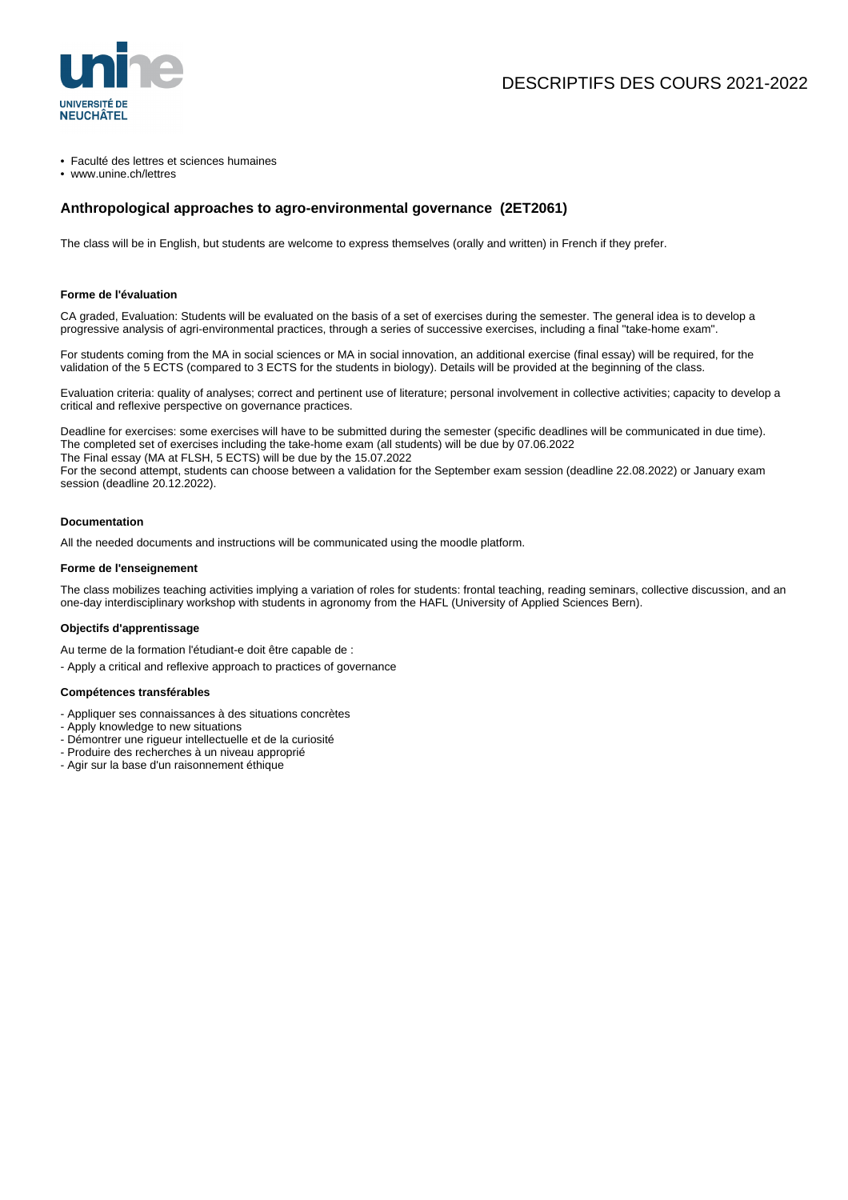- Faculté des lettres et sciences humaines
- www.unine.ch/lettres

## Anthropological approaches to agro-environmental governance (2ET2061)

The class will be in English, but students are welcome to express themselves (orally and written) in French if they prefer.

#### Forme de l'évaluation

CA graded, Evaluation: Students will be evaluated on the basis of a set of exercises during the semester. The general idea is to develop a progressive analysis of agri-environmental practices, through a series of successive exercises, including a final "take-home exam".

For students coming from the MA in social sciences or MA in social innovation, an additional exercise (final essay) will be required, for the validation of the 5 ECTS (compared to 3 ECTS for the students in biology). Details will be provided at the beginning of the class.

Evaluation criteria: quality of analyses; correct and pertinent use of literature; personal involvement in collective activities; capacity to develop a critical and reflexive perspective on governance practices.

Deadline for exercises: some exercises will have to be submitted during the semester (specific deadlines will be communicated in due time).
The completed set of exercises including the take-home exam (all students) will be due by 07.06.2022
The Final essay (MA at FLSH, 5 ECTS) will be due by the 15.07.2022
For the second attempt, students can choose between a validation for the September exam session (deadline 22.08.2022) or January exam session (deadline 20.12.2022).

#### Documentation

All the needed documents and instructions will be communicated using the moodle platform.

#### Forme de l'enseignement

The class mobilizes teaching activities implying a variation of roles for students: frontal teaching, reading seminars, collective discussion, and an one-day interdisciplinary workshop with students in agronomy from the HAFL (University of Applied Sciences Bern).

#### Objectifs d'apprentissage

Au terme de la formation l'étudiant-e doit être capable de :

- Apply a critical and reflexive approach to practices of governance

#### Compétences transférables

- Appliquer ses connaissances à des situations concrètes
- Apply knowledge to new situations
- Démontrer une rigueur intellectuelle et de la curiosité
- Produire des recherches à un niveau approprié
- Agir sur la base d'un raisonnement éthique